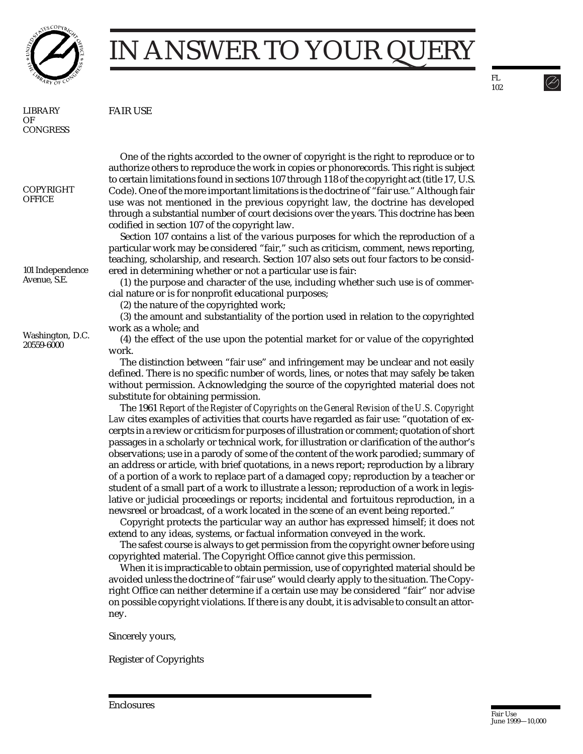# IN ANSWER TO YOUR QUERY

FL 102

LIBRARY OF CONGRESS

COPYRIGHT OFFICE

101 Independence Avenue, S.E.

Washington, D.C. 20559-6000

## FAIR USE

One of the rights accorded to the owner of copyright is the right to reproduce or to authorize others to reproduce the work in copies or phonorecords. This right is subject to certain limitations found in sections 107 through 118 of the copyright act (title 17, U.S. Code). One of the more important limitations is the doctrine of "fair use." Although fair use was not mentioned in the previous copyright law, the doctrine has developed through a substantial number of court decisions over the years. This doctrine has been codified in section 107 of the copyright law.

Section 107 contains a list of the various purposes for which the reproduction of a particular work may be considered "fair," such as criticism, comment, news reporting, teaching, scholarship, and research. Section 107 also sets out four factors to be considered in determining whether or not a particular use is fair:

(1) the purpose and character of the use, including whether such use is of commercial nature or is for nonprofit educational purposes;

(2) the nature of the copyrighted work;

(3) the amount and substantiality of the portion used in relation to the copyrighted work as a whole; and

(4) the effect of the use upon the potential market for or value of the copyrighted work.

The distinction between "fair use" and infringement may be unclear and not easily defined. There is no specific number of words, lines, or notes that may safely be taken without permission. Acknowledging the source of the copyrighted material does not substitute for obtaining permission.

The 1961 *Report of the Register of Copyrights on the General Revision of the U.S. Copyright Law* cites examples of activities that courts have regarded as fair use: "quotation of excerpts in a review or criticism for purposes of illustration or comment; quotation of short passages in a scholarly or technical work, for illustration or clarification of the author's observations; use in a parody of some of the content of the work parodied; summary of an address or article, with brief quotations, in a news report; reproduction by a library of a portion of a work to replace part of a damaged copy; reproduction by a teacher or student of a small part of a work to illustrate a lesson; reproduction of a work in legislative or judicial proceedings or reports; incidental and fortuitous reproduction, in a newsreel or broadcast, of a work located in the scene of an event being reported."

Copyright protects the particular way an author has expressed himself; it does not extend to any ideas, systems, or factual information conveyed in the work.

The safest course is always to get permission from the copyright owner before using copyrighted material. The Copyright Office cannot give this permission.

When it is impracticable to obtain permission, use of copyrighted material should be avoided unless the doctrine of "fair use" would clearly apply to the situation. The Copyright Office can neither determine if a certain use may be considered "fair" nor advise on possible copyright violations. If there is any doubt, it is advisable to consult an attorney.

Sincerely yours,

Register of Copyrights

Enclosures

Fair Use
June 1999—10,000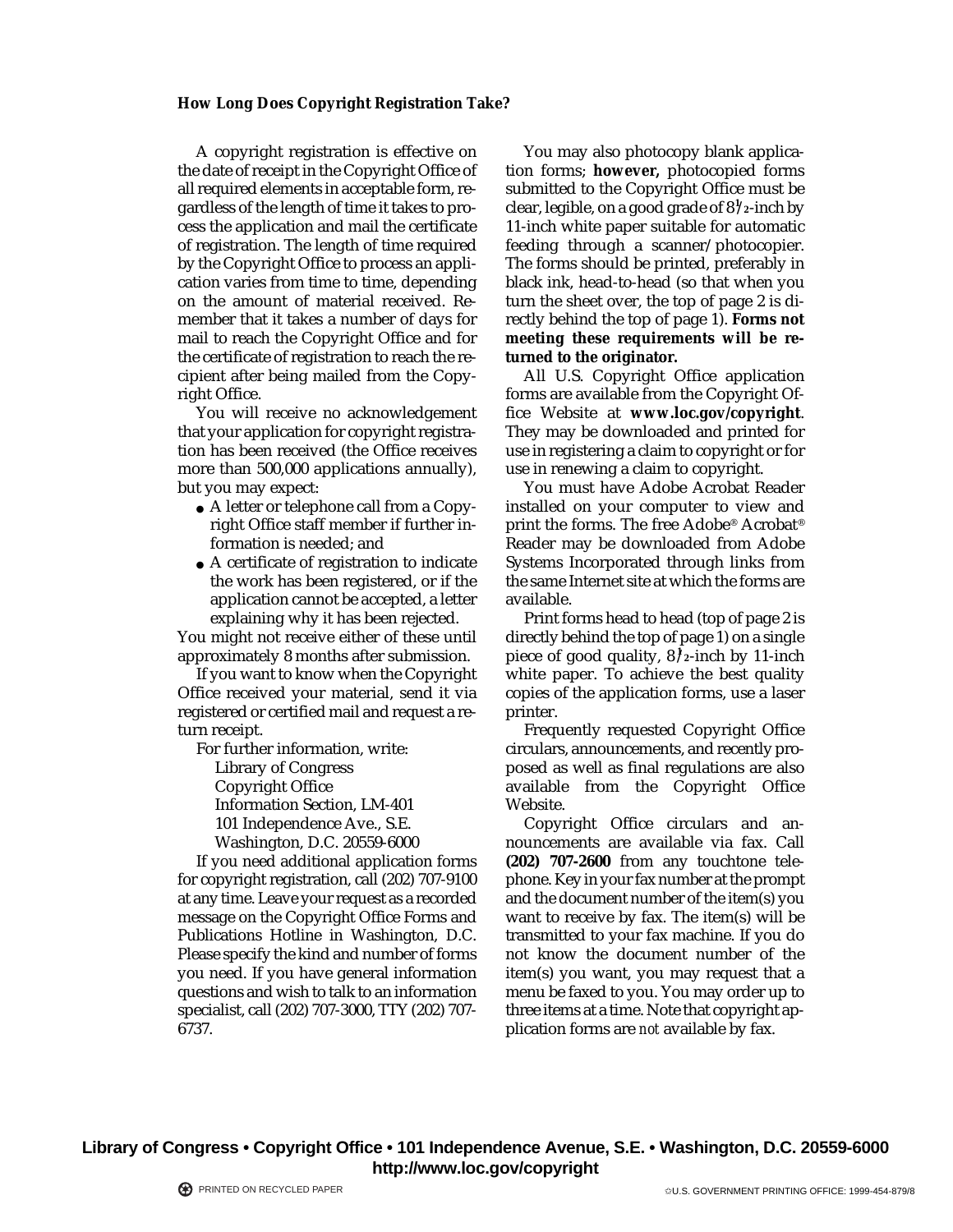### How Long Does Copyright Registration Take?

A copyright registration is effective on the date of receipt in the Copyright Office of all required elements in acceptable form, regardless of the length of time it takes to process the application and mail the certificate of registration. The length of time required by the Copyright Office to process an application varies from time to time, depending on the amount of material received. Remember that it takes a number of days for mail to reach the Copyright Office and for the certificate of registration to reach the recipient after being mailed from the Copyright Office.

You will receive no acknowledgement that your application for copyright registration has been received (the Office receives more than 500,000 applications annually), but you may expect:

- A letter or telephone call from a Copyright Office staff member if further information is needed; and
- A certificate of registration to indicate the work has been registered, or if the application cannot be accepted, a letter explaining why it has been rejected.

You might not receive either of these until approximately 8 months after submission.

If you want to know when the Copyright Office received your material, send it via registered or certified mail and request a return receipt.

For further information, write:

Library of Congress
Copyright Office
Information Section, LM-401
101 Independence Ave., S.E.
Washington, D.C. 20559-6000

If you need additional application forms for copyright registration, call (202) 707-9100 at any time. Leave your request as a recorded message on the Copyright Office Forms and Publications Hotline in Washington, D.C. Please specify the kind and number of forms you need. If you have general information questions and wish to talk to an information specialist, call (202) 707-3000, TTY (202) 707-6737.

You may also photocopy blank application forms; **however,** photocopied forms submitted to the Copyright Office must be clear, legible, on a good grade of 8½-inch by 11-inch white paper suitable for automatic feeding through a scanner/photocopier. The forms should be printed, preferably in black ink, head-to-head (so that when you turn the sheet over, the top of page 2 is directly behind the top of page 1). **Forms not meeting these requirements will be returned to the originator.**

All U.S. Copyright Office application forms are available from the Copyright Office Website at **www.loc.gov/copyright**. They may be downloaded and printed for use in registering a claim to copyright or for use in renewing a claim to copyright.

You must have Adobe Acrobat Reader installed on your computer to view and print the forms. The free Adobe® Acrobat® Reader may be downloaded from Adobe Systems Incorporated through links from the same Internet site at which the forms are available.

Print forms head to head (top of page 2 is directly behind the top of page 1) on a single piece of good quality, 8½-inch by 11-inch white paper. To achieve the best quality copies of the application forms, use a laser printer.

Frequently requested Copyright Office circulars, announcements, and recently proposed as well as final regulations are also available from the Copyright Office Website.

Copyright Office circulars and announcements are available via fax. Call **(202) 707-2600** from any touchtone telephone. Key in your fax number at the prompt and the document number of the item(s) you want to receive by fax. The item(s) will be transmitted to your fax machine. If you do not know the document number of the item(s) you want, you may request that a menu be faxed to you. You may order up to three items at a time. Note that copyright application forms are *not* available by fax.

**Library of Congress • Copyright Office • 101 Independence Avenue, S.E. • Washington, D.C. 20559-6000**
**http://www.loc.gov/copyright**

PRINTED ON RECYCLED PAPER

U.S. GOVERNMENT PRINTING OFFICE: 1999-454-879/8